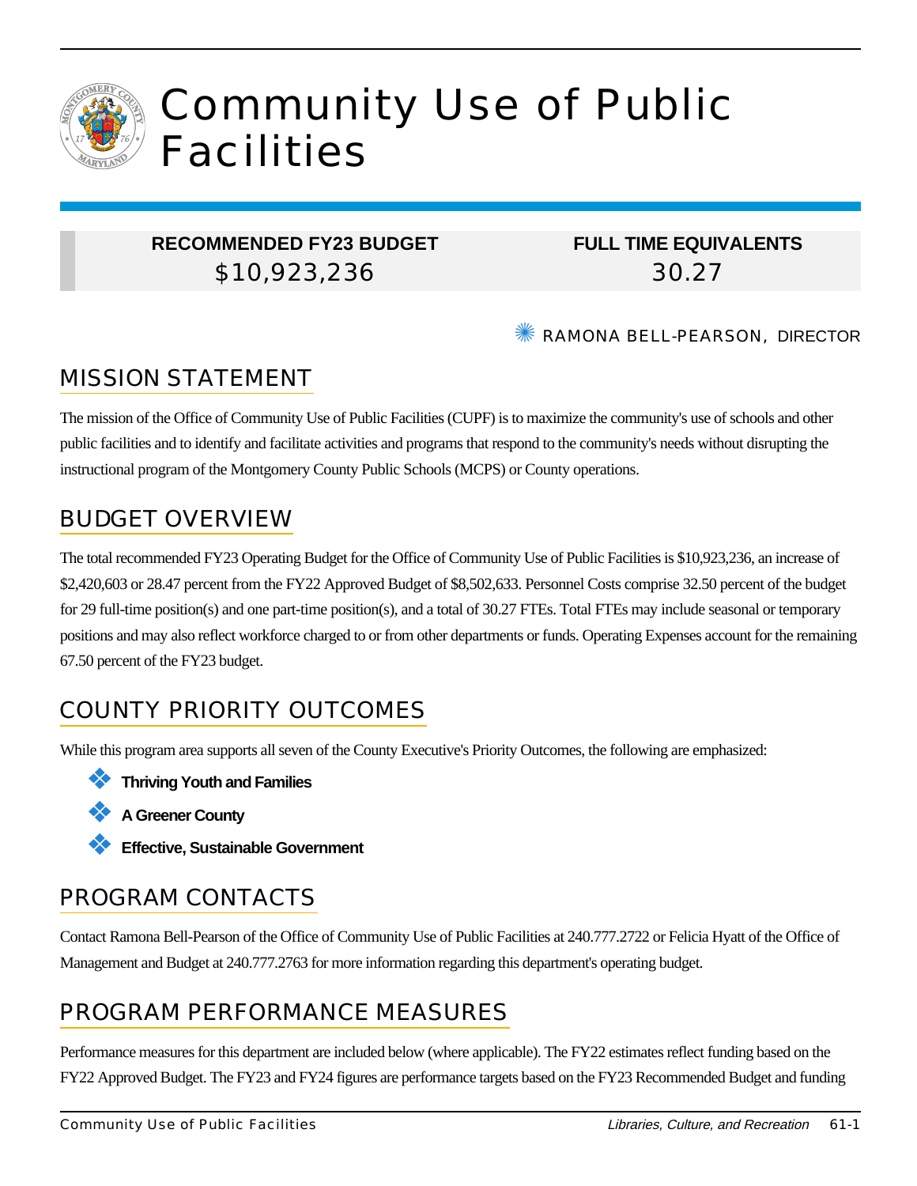# Community Use of Public Facilities

| RECOMMENDED FY23 BUDGET | FULL TIME EQUIVALENTS |
|---|---|
| $10,923,236 | 30.27 |

RAMONA BELL-PEARSON, DIRECTOR

## MISSION STATEMENT

The mission of the Office of Community Use of Public Facilities (CUPF) is to maximize the community's use of schools and other public facilities and to identify and facilitate activities and programs that respond to the community's needs without disrupting the instructional program of the Montgomery County Public Schools (MCPS) or County operations.

## BUDGET OVERVIEW

The total recommended FY23 Operating Budget for the Office of Community Use of Public Facilities is $10,923,236, an increase of $2,420,603 or 28.47 percent from the FY22 Approved Budget of $8,502,633. Personnel Costs comprise 32.50 percent of the budget for 29 full-time position(s) and one part-time position(s), and a total of 30.27 FTEs. Total FTEs may include seasonal or temporary positions and may also reflect workforce charged to or from other departments or funds. Operating Expenses account for the remaining 67.50 percent of the FY23 budget.

## COUNTY PRIORITY OUTCOMES

While this program area supports all seven of the County Executive's Priority Outcomes, the following are emphasized:

- **Thriving Youth and Families**
- **A Greener County**
- **Effective, Sustainable Government**

## PROGRAM CONTACTS

Contact Ramona Bell-Pearson of the Office of Community Use of Public Facilities at 240.777.2722 or Felicia Hyatt of the Office of Management and Budget at 240.777.2763 for more information regarding this department's operating budget.

## PROGRAM PERFORMANCE MEASURES

Performance measures for this department are included below (where applicable). The FY22 estimates reflect funding based on the FY22 Approved Budget. The FY23 and FY24 figures are performance targets based on the FY23 Recommended Budget and funding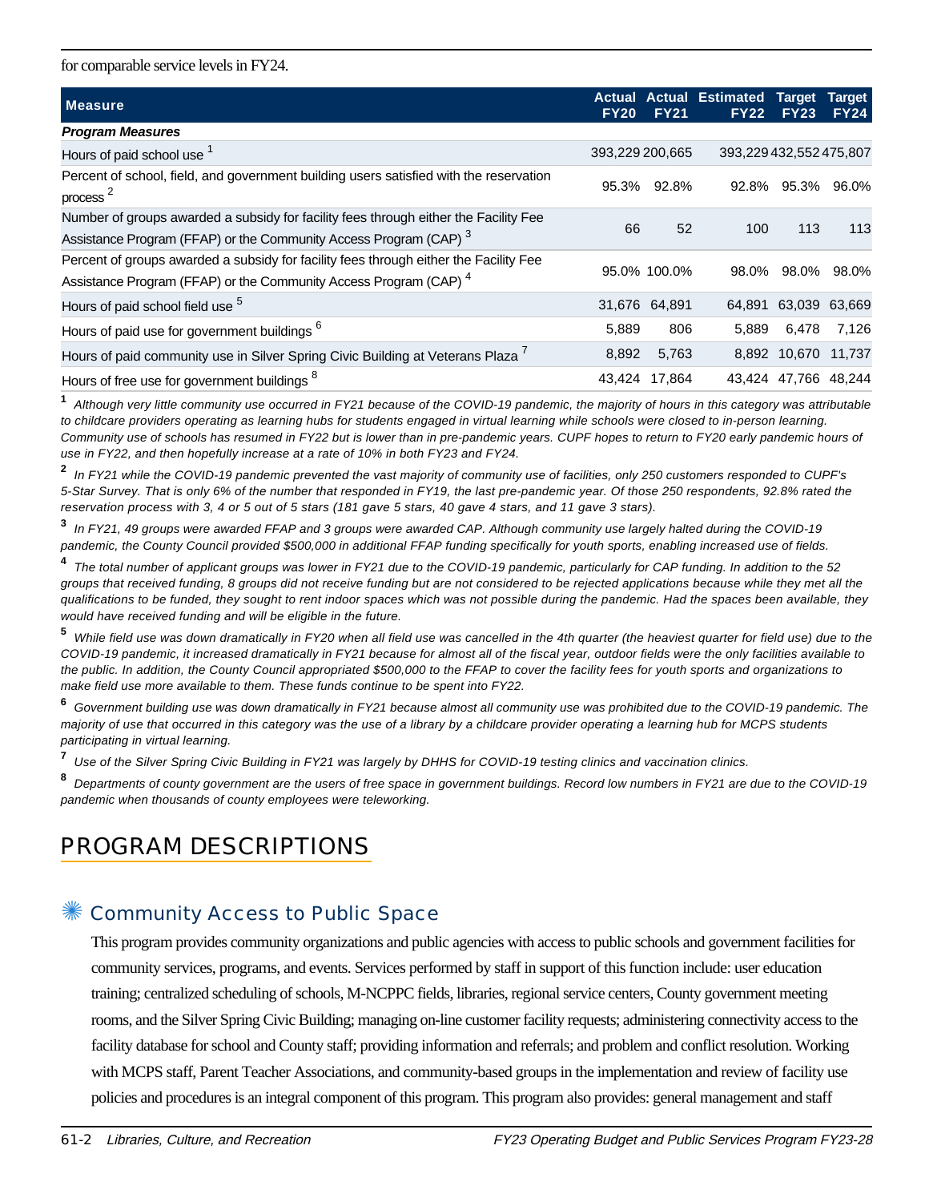for comparable service levels in FY24.

| Measure | Actual FY20 | Actual FY21 | Estimated FY22 | Target FY23 | Target FY24 |
|---|---|---|---|---|---|
| ***Program Measures*** | | | | | |
| Hours of paid school use [1] | 393,229 | 200,665 | 393,229 | 432,552 | 475,807 |
| Percent of school, field, and government building users satisfied with the reservation process [2] | 95.3% | 92.8% | 92.8% | 95.3% | 96.0% |
| Number of groups awarded a subsidy for facility fees through either the Facility Fee Assistance Program (FFAP) or the Community Access Program (CAP) [3] | 66 | 52 | 100 | 113 | 113 |
| Percent of groups awarded a subsidy for facility fees through either the Facility Fee Assistance Program (FFAP) or the Community Access Program (CAP) [4] | 95.0% | 100.0% | 98.0% | 98.0% | 98.0% |
| Hours of paid school field use [5] | 31,676 | 64,891 | 64,891 | 63,039 | 63,669 |
| Hours of paid use for government buildings [6] | 5,889 | 806 | 5,889 | 6,478 | 7,126 |
| Hours of paid community use in Silver Spring Civic Building at Veterans Plaza [7] | 8,892 | 5,763 | 8,892 | 10,670 | 11,737 |
| Hours of free use for government buildings [8] | 43,424 | 17,864 | 43,424 | 47,766 | 48,244 |

[1] *Although very little community use occurred in FY21 because of the COVID-19 pandemic, the majority of hours in this category was attributable to childcare providers operating as learning hubs for students engaged in virtual learning while schools were closed to in-person learning. Community use of schools has resumed in FY22 but is lower than in pre-pandemic years. CUPF hopes to return to FY20 early pandemic hours of use in FY22, and then hopefully increase at a rate of 10% in both FY23 and FY24.*

[2] *In FY21 while the COVID-19 pandemic prevented the vast majority of community use of facilities, only 250 customers responded to CUPF's 5-Star Survey. That is only 6% of the number that responded in FY19, the last pre-pandemic year. Of those 250 respondents, 92.8% rated the reservation process with 3, 4 or 5 out of 5 stars (181 gave 5 stars, 40 gave 4 stars, and 11 gave 3 stars).*

[3] *In FY21, 49 groups were awarded FFAP and 3 groups were awarded CAP. Although community use largely halted during the COVID-19 pandemic, the County Council provided $500,000 in additional FFAP funding specifically for youth sports, enabling increased use of fields.*

[4] *The total number of applicant groups was lower in FY21 due to the COVID-19 pandemic, particularly for CAP funding. In addition to the 52 groups that received funding, 8 groups did not receive funding but are not considered to be rejected applications because while they met all the qualifications to be funded, they sought to rent indoor spaces which was not possible during the pandemic. Had the spaces been available, they would have received funding and will be eligible in the future.*

[5] *While field use was down dramatically in FY20 when all field use was cancelled in the 4th quarter (the heaviest quarter for field use) due to the COVID-19 pandemic, it increased dramatically in FY21 because for almost all of the fiscal year, outdoor fields were the only facilities available to the public. In addition, the County Council appropriated $500,000 to the FFAP to cover the facility fees for youth sports and organizations to make field use more available to them. These funds continue to be spent into FY22.*

[6] *Government building use was down dramatically in FY21 because almost all community use was prohibited due to the COVID-19 pandemic. The majority of use that occurred in this category was the use of a library by a childcare provider operating a learning hub for MCPS students participating in virtual learning.*

[7] *Use of the Silver Spring Civic Building in FY21 was largely by DHHS for COVID-19 testing clinics and vaccination clinics.*

[8] *Departments of county government are the users of free space in government buildings. Record low numbers in FY21 are due to the COVID-19 pandemic when thousands of county employees were teleworking.*

# PROGRAM DESCRIPTIONS

## Community Access to Public Space

This program provides community organizations and public agencies with access to public schools and government facilities for community services, programs, and events. Services performed by staff in support of this function include: user education training; centralized scheduling of schools, M-NCPPC fields, libraries, regional service centers, County government meeting rooms, and the Silver Spring Civic Building; managing on-line customer facility requests; administering connectivity access to the facility database for school and County staff; providing information and referrals; and problem and conflict resolution. Working with MCPS staff, Parent Teacher Associations, and community-based groups in the implementation and review of facility use policies and procedures is an integral component of this program. This program also provides: general management and staff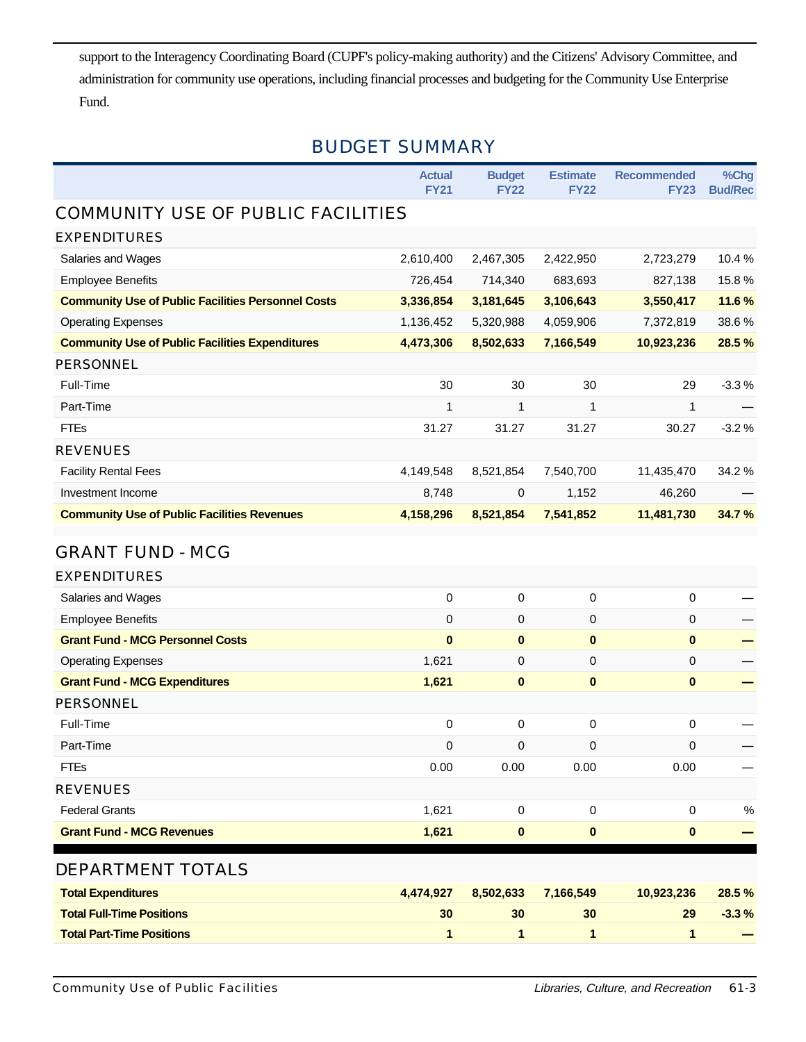support to the Interagency Coordinating Board (CUPF's policy-making authority) and the Citizens' Advisory Committee, and administration for community use operations, including financial processes and budgeting for the Community Use Enterprise Fund.

## BUDGET SUMMARY

| | Actual FY21 | Budget FY22 | Estimate FY22 | Recommended FY23 | %Chg Bud/Rec |
|---|---|---|---|---|---|
| **COMMUNITY USE OF PUBLIC FACILITIES** | | | | | |
| **EXPENDITURES** | | | | | |
| Salaries and Wages | 2,610,400 | 2,467,305 | 2,422,950 | 2,723,279 | 10.4 % |
| Employee Benefits | 726,454 | 714,340 | 683,693 | 827,138 | 15.8 % |
| **Community Use of Public Facilities Personnel Costs** | **3,336,854** | **3,181,645** | **3,106,643** | **3,550,417** | **11.6 %** |
| Operating Expenses | 1,136,452 | 5,320,988 | 4,059,906 | 7,372,819 | 38.6 % |
| **Community Use of Public Facilities Expenditures** | **4,473,306** | **8,502,633** | **7,166,549** | **10,923,236** | **28.5 %** |
| **PERSONNEL** | | | | | |
| Full-Time | 30 | 30 | 30 | 29 | -3.3 % |
| Part-Time | 1 | 1 | 1 | 1 | — |
| FTEs | 31.27 | 31.27 | 31.27 | 30.27 | -3.2 % |
| **REVENUES** | | | | | |
| Facility Rental Fees | 4,149,548 | 8,521,854 | 7,540,700 | 11,435,470 | 34.2 % |
| Investment Income | 8,748 | 0 | 1,152 | 46,260 | — |
| **Community Use of Public Facilities Revenues** | **4,158,296** | **8,521,854** | **7,541,852** | **11,481,730** | **34.7 %** |
| **GRANT FUND - MCG** | | | | | |
| **EXPENDITURES** | | | | | |
| Salaries and Wages | 0 | 0 | 0 | 0 | — |
| Employee Benefits | 0 | 0 | 0 | 0 | — |
| **Grant Fund - MCG Personnel Costs** | **0** | **0** | **0** | **0** | **—** |
| Operating Expenses | 1,621 | 0 | 0 | 0 | — |
| **Grant Fund - MCG Expenditures** | **1,621** | **0** | **0** | **0** | **—** |
| **PERSONNEL** | | | | | |
| Full-Time | 0 | 0 | 0 | 0 | — |
| Part-Time | 0 | 0 | 0 | 0 | — |
| FTEs | 0.00 | 0.00 | 0.00 | 0.00 | — |
| **REVENUES** | | | | | |
| Federal Grants | 1,621 | 0 | 0 | 0 | % |
| **Grant Fund - MCG Revenues** | **1,621** | **0** | **0** | **0** | **—** |
| **DEPARTMENT TOTALS** | | | | | |
| **Total Expenditures** | **4,474,927** | **8,502,633** | **7,166,549** | **10,923,236** | **28.5 %** |
| **Total Full-Time Positions** | **30** | **30** | **30** | **29** | **-3.3 %** |
| **Total Part-Time Positions** | **1** | **1** | **1** | **1** | **—** |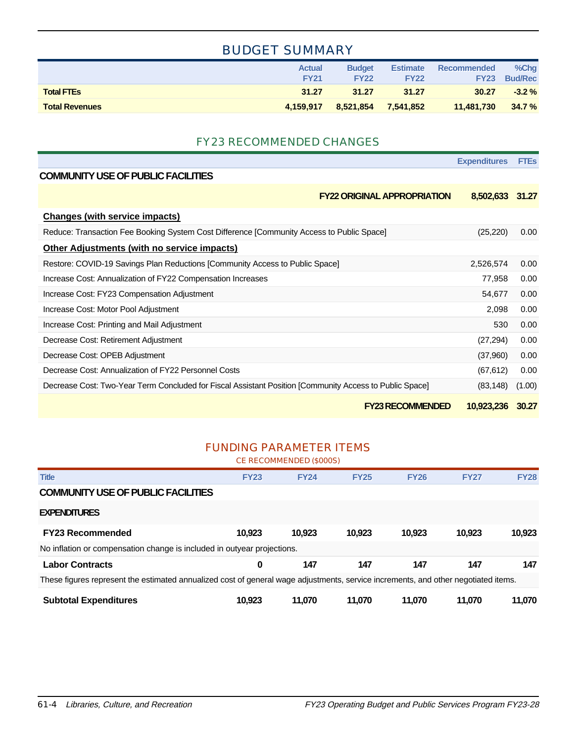## BUDGET SUMMARY

| | Actual FY21 | Budget FY22 | Estimate FY22 | Recommended FY23 | %Chg Bud/Rec |
|---|---|---|---|---|---|
| **Total FTEs** | **31.27** | **31.27** | **31.27** | **30.27** | **-3.2 %** |
| **Total Revenues** | **4,159,917** | **8,521,854** | **7,541,852** | **11,481,730** | **34.7 %** |

## FY23 RECOMMENDED CHANGES

| | Expenditures | FTEs |
|---|---|---|
| **COMMUNITY USE OF PUBLIC FACILITIES** | | |
| **FY22 ORIGINAL APPROPRIATION** | **8,502,633** | **31.27** |
| **Changes (with service impacts)** | | |
| Reduce: Transaction Fee Booking System Cost Difference [Community Access to Public Space] | (25,220) | 0.00 |
| **Other Adjustments (with no service impacts)** | | |
| Restore: COVID-19 Savings Plan Reductions [Community Access to Public Space] | 2,526,574 | 0.00 |
| Increase Cost: Annualization of FY22 Compensation Increases | 77,958 | 0.00 |
| Increase Cost: FY23 Compensation Adjustment | 54,677 | 0.00 |
| Increase Cost: Motor Pool Adjustment | 2,098 | 0.00 |
| Increase Cost: Printing and Mail Adjustment | 530 | 0.00 |
| Decrease Cost: Retirement Adjustment | (27,294) | 0.00 |
| Decrease Cost: OPEB Adjustment | (37,960) | 0.00 |
| Decrease Cost: Annualization of FY22 Personnel Costs | (67,612) | 0.00 |
| Decrease Cost: Two-Year Term Concluded for Fiscal Assistant Position [Community Access to Public Space] | (83,148) | (1.00) |
| **FY23 RECOMMENDED** | **10,923,236** | **30.27** |

## FUNDING PARAMETER ITEMS

CE RECOMMENDED ($000S)

| Title | FY23 | FY24 | FY25 | FY26 | FY27 | FY28 |
|---|---|---|---|---|---|---|
| **COMMUNITY USE OF PUBLIC FACILITIES** | | | | | | |
| **EXPENDITURES** | | | | | | |
| **FY23 Recommended** | **10,923** | **10,923** | **10,923** | **10,923** | **10,923** | **10,923** |
| No inflation or compensation change is included in outyear projections. | | | | | | |
| **Labor Contracts** | **0** | **147** | **147** | **147** | **147** | **147** |
| These figures represent the estimated annualized cost of general wage adjustments, service increments, and other negotiated items. | | | | | | |
| **Subtotal Expenditures** | **10,923** | **11,070** | **11,070** | **11,070** | **11,070** | **11,070** |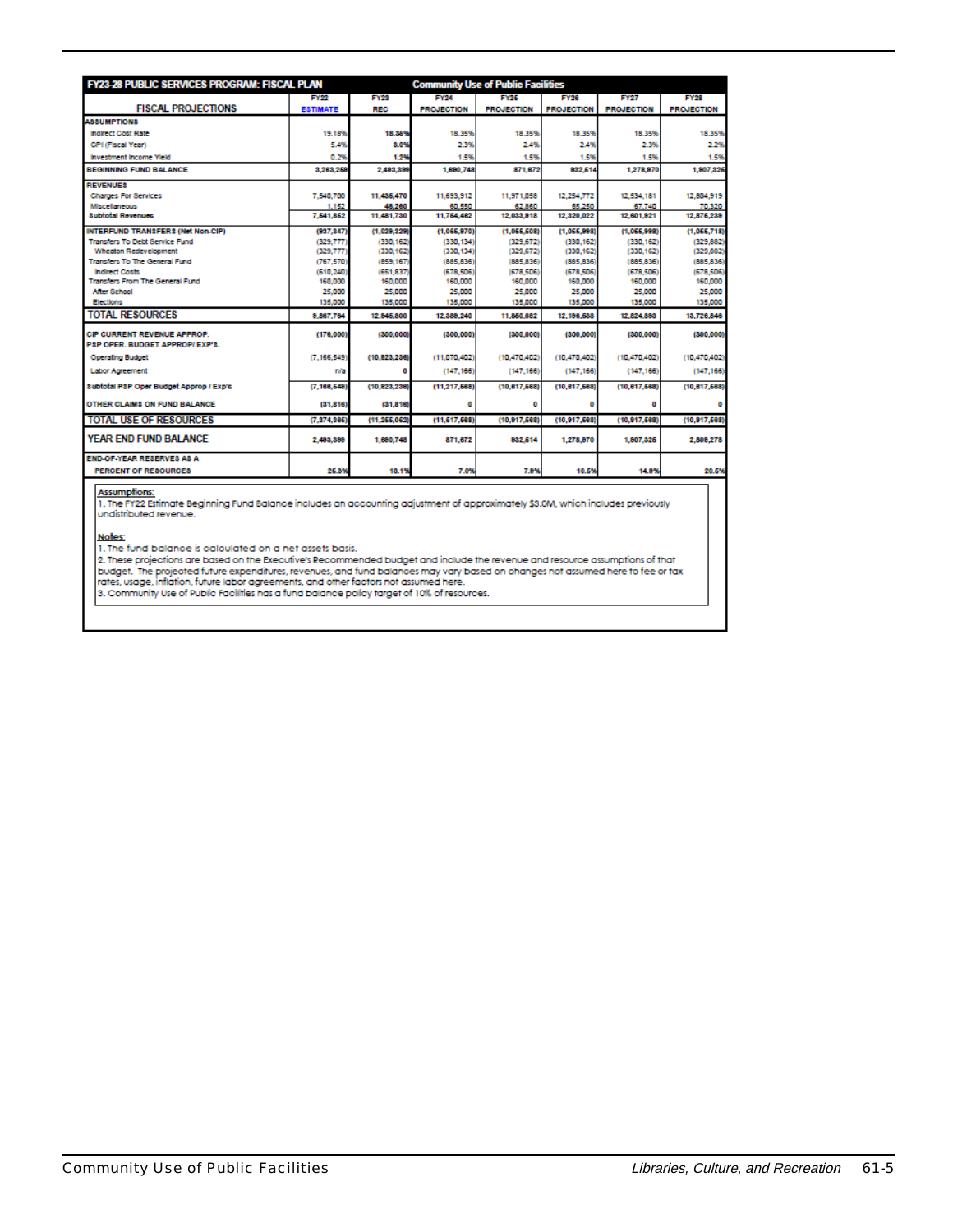## FY23-28 PUBLIC SERVICES PROGRAM: FISCAL PLAN — Community Use of Public Facilities

| FISCAL PROJECTIONS | FY22 ESTIMATE | FY23 REC | FY24 PROJECTION | FY25 PROJECTION | FY26 PROJECTION | FY27 PROJECTION | FY28 PROJECTION |
|---|---|---|---|---|---|---|---|
| **ASSUMPTIONS** | | | | | | | |
| Indirect Cost Rate | 19.18% | 18.35% | 18.35% | 18.35% | 18.35% | 18.35% | 18.35% |
| CPI (Fiscal Year) | 5.4% | 3.0% | 2.3% | 2.4% | 2.4% | 2.3% | 2.2% |
| Investment Income Yield | 0.2% | 1.2% | 1.5% | 1.5% | 1.5% | 1.5% | 1.5% |
| **BEGINNING FUND BALANCE** | 3,263,259 | 2,493,399 | 1,690,748 | 871,672 | 932,614 | 1,278,970 | 1,907,326 |
| **REVENUES** | | | | | | | |
| Charges For Services | 7,540,700 | 11,435,470 | 11,693,912 | 11,971,058 | 12,254,772 | 12,534,181 | 12,804,919 |
| Miscellaneous | 1,152 | 46,260 | 60,550 | 62,860 | 65,250 | 67,740 | 70,320 |
| **Subtotal Revenues** | 7,541,852 | 11,481,730 | 11,754,462 | 12,033,918 | 12,320,022 | 12,601,921 | 12,875,239 |
| **INTERFUND TRANSFERS (Net Non-CIP)** | (937,347) | (1,029,329) | (1,056,970) | (1,055,508) | (1,055,998) | (1,055,998) | (1,055,718) |
| Transfers To Debt Service Fund | (329,777) | (330,162) | (330,134) | (329,672) | (330,162) | (330,162) | (329,882) |
| Wheaton Redevelopment | (329,777) | (330,162) | (330,134) | (329,672) | (330,162) | (330,162) | (329,882) |
| Transfers To The General Fund | (767,570) | (859,167) | (885,836) | (885,836) | (885,836) | (885,836) | (885,836) |
| Indirect Costs | (610,240) | (651,837) | (678,506) | (678,506) | (678,506) | (678,506) | (678,506) |
| Transfers From The General Fund | 160,000 | 160,000 | 160,000 | 160,000 | 160,000 | 160,000 | 160,000 |
| After School | 25,000 | 25,000 | 25,000 | 25,000 | 25,000 | 25,000 | 25,000 |
| Elections | 135,000 | 135,000 | 135,000 | 135,000 | 135,000 | 135,000 | 135,000 |
| **TOTAL RESOURCES** | 9,867,764 | 12,945,800 | 12,388,240 | 11,850,082 | 12,196,638 | 12,824,893 | 13,726,846 |
| **CIP CURRENT REVENUE APPROP.** | (176,000) | (300,000) | (300,000) | (300,000) | (300,000) | (300,000) | (300,000) |
| **PSP OPER. BUDGET APPROP/ EXP'S.** | | | | | | | |
| Operating Budget | (7,166,549) | (10,923,236) | (11,070,402) | (10,470,402) | (10,470,402) | (10,470,402) | (10,470,402) |
| Labor Agreement | n/a | 0 | (147,166) | (147,166) | (147,166) | (147,166) | (147,166) |
| **Subtotal PSP Oper Budget Approp / Exp's** | (7,166,549) | (10,923,236) | (11,217,568) | (10,617,568) | (10,617,568) | (10,617,568) | (10,617,568) |
| **OTHER CLAIMS ON FUND BALANCE** | (31,816) | (31,816) | 0 | 0 | 0 | 0 | 0 |
| **TOTAL USE OF RESOURCES** | (7,374,365) | (11,255,052) | (11,517,568) | (10,917,568) | (10,917,568) | (10,917,568) | (10,917,568) |
| **YEAR END FUND BALANCE** | 2,493,399 | 1,690,748 | 871,672 | 932,614 | 1,278,970 | 1,907,326 | 2,809,278 |
| **END-OF-YEAR RESERVES AS A PERCENT OF RESOURCES** | 25.3% | 13.1% | 7.0% | 7.9% | 10.5% | 14.9% | 20.5% |

**Assumptions:**
1. The FY22 Estimate Beginning Fund Balance includes an accounting adjustment of approximately $3.0M, which includes previously undistributed revenue.

**Notes:**
1. The fund balance is calculated on a net assets basis.
2. These projections are based on the Executive's Recommended budget and include the revenue and resource assumptions of that budget. The projected future expenditures, revenues, and fund balances may vary based on changes not assumed here to fee or tax rates, usage, inflation, future labor agreements, and other factors not assumed here.
3. Community Use of Public Facilities has a fund balance policy target of 10% of resources.